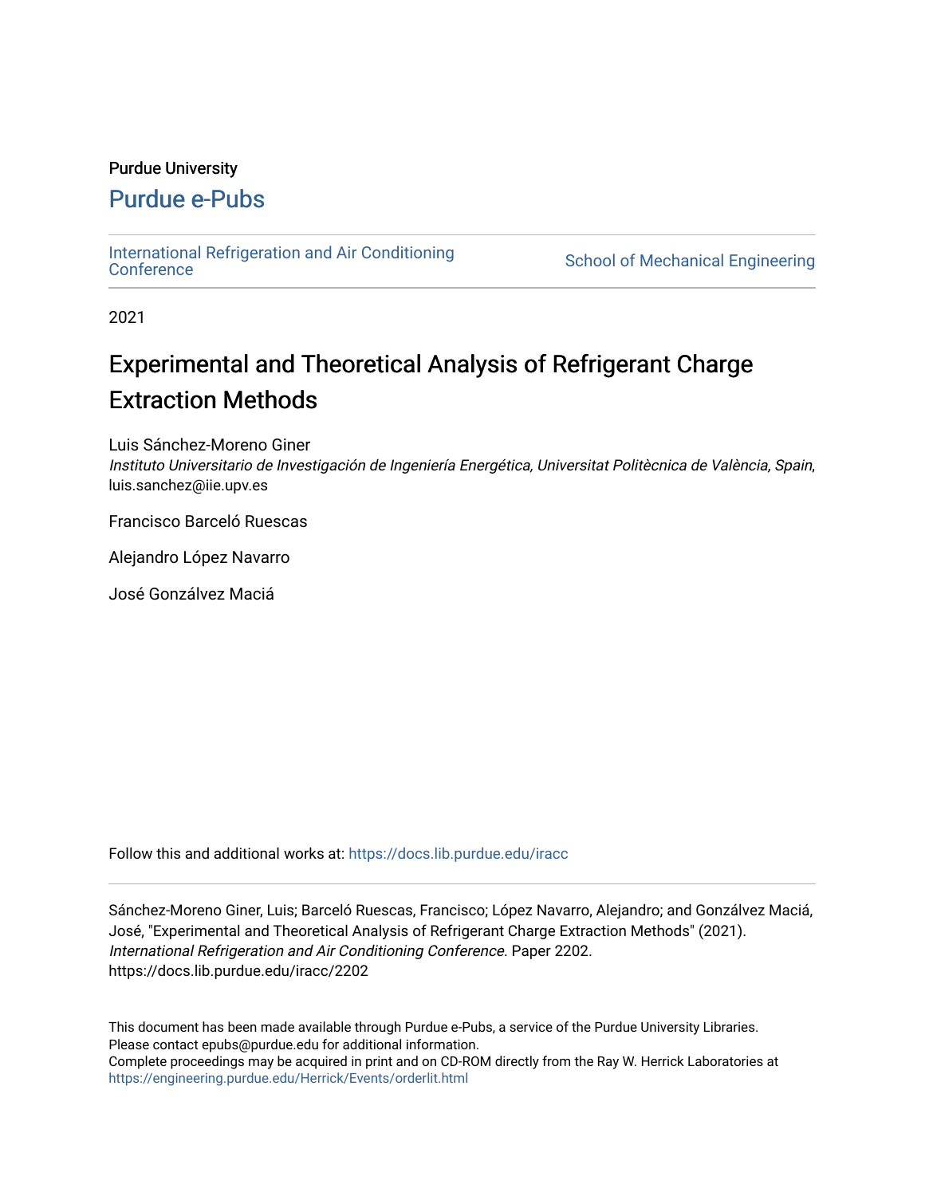Purdue University

# Purdue e-Pubs

International Refrigeration and Air Conditioning Conference | School of Mechanical Engineering

2021

# Experimental and Theoretical Analysis of Refrigerant Charge Extraction Methods

Luis Sánchez-Moreno Giner
*Instituto Universitario de Investigación de Ingeniería Energética, Universitat Politècnica de València, Spain*, luis.sanchez@iie.upv.es

Francisco Barceló Ruescas

Alejandro López Navarro

José Gonzálvez Maciá

Follow this and additional works at: https://docs.lib.purdue.edu/iracc

Sánchez-Moreno Giner, Luis; Barceló Ruescas, Francisco; López Navarro, Alejandro; and Gonzálvez Maciá, José, "Experimental and Theoretical Analysis of Refrigerant Charge Extraction Methods" (2021). *International Refrigeration and Air Conditioning Conference*. Paper 2202.
https://docs.lib.purdue.edu/iracc/2202

This document has been made available through Purdue e-Pubs, a service of the Purdue University Libraries.
Please contact epubs@purdue.edu for additional information.
Complete proceedings may be acquired in print and on CD-ROM directly from the Ray W. Herrick Laboratories at https://engineering.purdue.edu/Herrick/Events/orderlit.html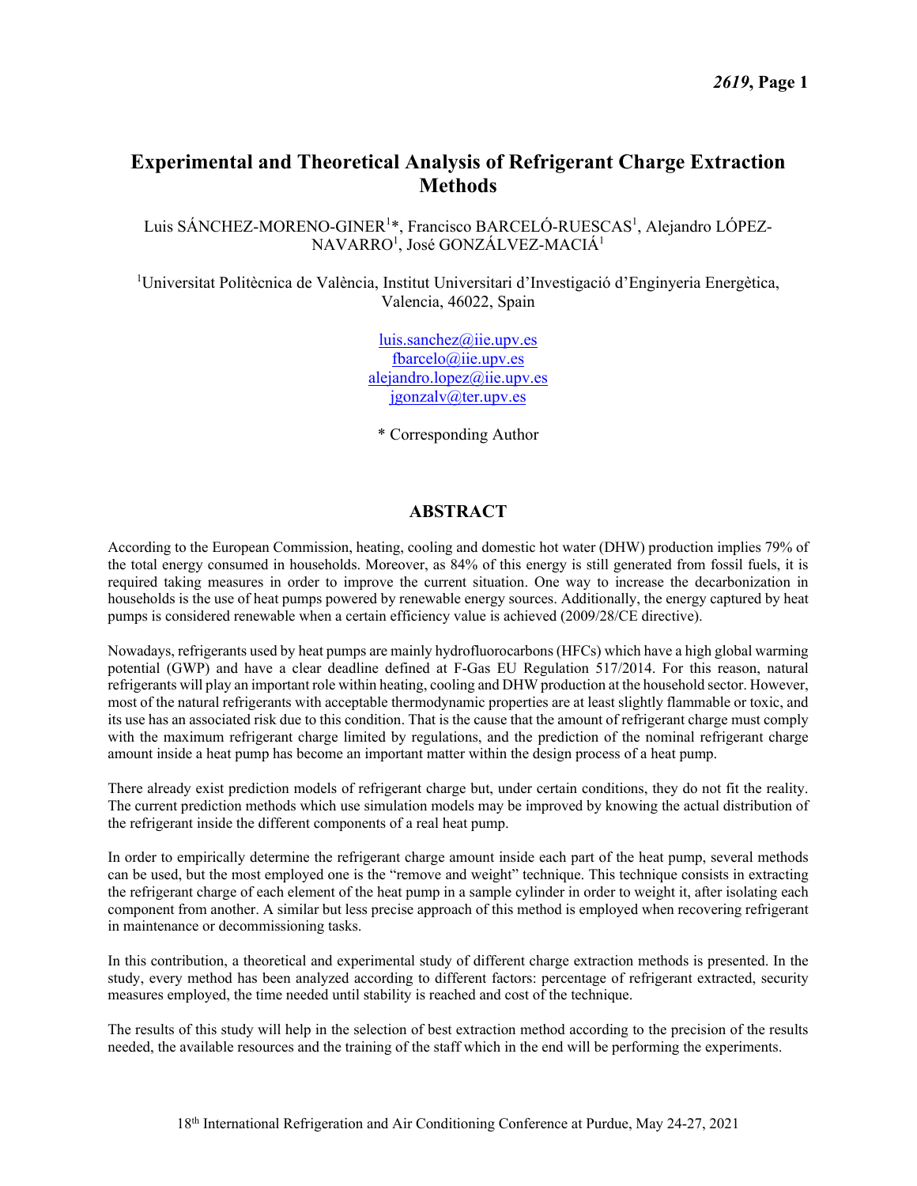# Experimental and Theoretical Analysis of Refrigerant Charge Extraction Methods

Luis SÁNCHEZ-MORENO-GINER[1]*, Francisco BARCELÓ-RUESCAS[1], Alejandro LÓPEZ-NAVARRO[1], José GONZÁLVEZ-MACIÁ[1]

[1]Universitat Politècnica de València, Institut Universitari d'Investigació d'Enginyeria Energètica, Valencia, 46022, Spain

luis.sanchez@iie.upv.es
fbarcelo@iie.upv.es
alejandro.lopez@iie.upv.es
jgonzalv@ter.upv.es

\* Corresponding Author

## ABSTRACT

According to the European Commission, heating, cooling and domestic hot water (DHW) production implies 79% of the total energy consumed in households. Moreover, as 84% of this energy is still generated from fossil fuels, it is required taking measures in order to improve the current situation. One way to increase the decarbonization in households is the use of heat pumps powered by renewable energy sources. Additionally, the energy captured by heat pumps is considered renewable when a certain efficiency value is achieved (2009/28/CE directive).

Nowadays, refrigerants used by heat pumps are mainly hydrofluorocarbons (HFCs) which have a high global warming potential (GWP) and have a clear deadline defined at F-Gas EU Regulation 517/2014. For this reason, natural refrigerants will play an important role within heating, cooling and DHW production at the household sector. However, most of the natural refrigerants with acceptable thermodynamic properties are at least slightly flammable or toxic, and its use has an associated risk due to this condition. That is the cause that the amount of refrigerant charge must comply with the maximum refrigerant charge limited by regulations, and the prediction of the nominal refrigerant charge amount inside a heat pump has become an important matter within the design process of a heat pump.

There already exist prediction models of refrigerant charge but, under certain conditions, they do not fit the reality. The current prediction methods which use simulation models may be improved by knowing the actual distribution of the refrigerant inside the different components of a real heat pump.

In order to empirically determine the refrigerant charge amount inside each part of the heat pump, several methods can be used, but the most employed one is the "remove and weight" technique. This technique consists in extracting the refrigerant charge of each element of the heat pump in a sample cylinder in order to weight it, after isolating each component from another. A similar but less precise approach of this method is employed when recovering refrigerant in maintenance or decommissioning tasks.

In this contribution, a theoretical and experimental study of different charge extraction methods is presented. In the study, every method has been analyzed according to different factors: percentage of refrigerant extracted, security measures employed, the time needed until stability is reached and cost of the technique.

The results of this study will help in the selection of best extraction method according to the precision of the results needed, the available resources and the training of the staff which in the end will be performing the experiments.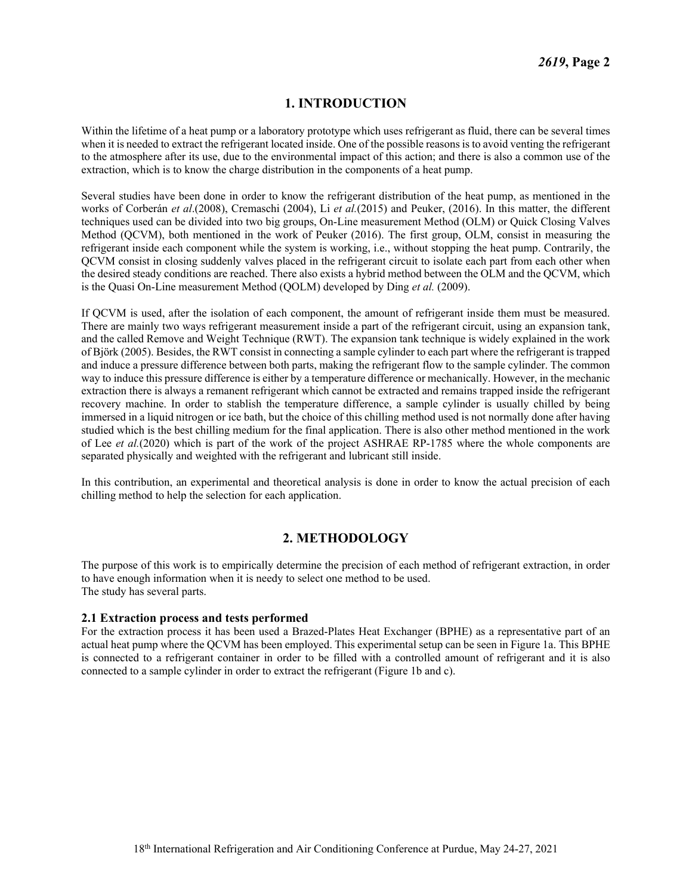## 1. INTRODUCTION

Within the lifetime of a heat pump or a laboratory prototype which uses refrigerant as fluid, there can be several times when it is needed to extract the refrigerant located inside. One of the possible reasons is to avoid venting the refrigerant to the atmosphere after its use, due to the environmental impact of this action; and there is also a common use of the extraction, which is to know the charge distribution in the components of a heat pump.

Several studies have been done in order to know the refrigerant distribution of the heat pump, as mentioned in the works of Corberán *et al*.(2008), Cremaschi (2004), Li *et al.*(2015) and Peuker, (2016). In this matter, the different techniques used can be divided into two big groups, On-Line measurement Method (OLM) or Quick Closing Valves Method (QCVM), both mentioned in the work of Peuker (2016). The first group, OLM, consist in measuring the refrigerant inside each component while the system is working, i.e., without stopping the heat pump. Contrarily, the QCVM consist in closing suddenly valves placed in the refrigerant circuit to isolate each part from each other when the desired steady conditions are reached. There also exists a hybrid method between the OLM and the QCVM, which is the Quasi On-Line measurement Method (QOLM) developed by Ding *et al.* (2009).

If QCVM is used, after the isolation of each component, the amount of refrigerant inside them must be measured. There are mainly two ways refrigerant measurement inside a part of the refrigerant circuit, using an expansion tank, and the called Remove and Weight Technique (RWT). The expansion tank technique is widely explained in the work of Björk (2005). Besides, the RWT consist in connecting a sample cylinder to each part where the refrigerant is trapped and induce a pressure difference between both parts, making the refrigerant flow to the sample cylinder. The common way to induce this pressure difference is either by a temperature difference or mechanically. However, in the mechanic extraction there is always a remanent refrigerant which cannot be extracted and remains trapped inside the refrigerant recovery machine. In order to stablish the temperature difference, a sample cylinder is usually chilled by being immersed in a liquid nitrogen or ice bath, but the choice of this chilling method used is not normally done after having studied which is the best chilling medium for the final application. There is also other method mentioned in the work of Lee *et al.*(2020) which is part of the work of the project ASHRAE RP-1785 where the whole components are separated physically and weighted with the refrigerant and lubricant still inside.

In this contribution, an experimental and theoretical analysis is done in order to know the actual precision of each chilling method to help the selection for each application.

## 2. METHODOLOGY

The purpose of this work is to empirically determine the precision of each method of refrigerant extraction, in order to have enough information when it is needy to select one method to be used.
The study has several parts.

### 2.1 Extraction process and tests performed

For the extraction process it has been used a Brazed-Plates Heat Exchanger (BPHE) as a representative part of an actual heat pump where the QCVM has been employed. This experimental setup can be seen in Figure 1a. This BPHE is connected to a refrigerant container in order to be filled with a controlled amount of refrigerant and it is also connected to a sample cylinder in order to extract the refrigerant (Figure 1b and c).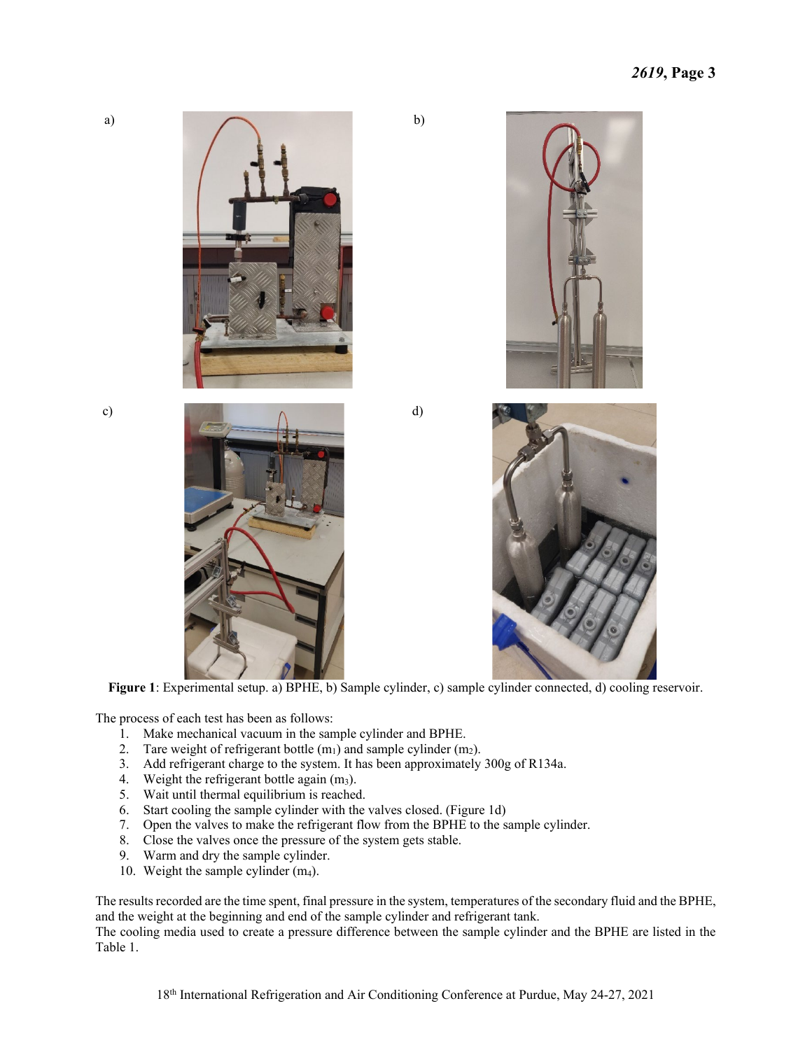**Figure 1**: Experimental setup. a) BPHE, b) Sample cylinder, c) sample cylinder connected, d) cooling reservoir.

The process of each test has been as follows:

1. Make mechanical vacuum in the sample cylinder and BPHE.
2. Tare weight of refrigerant bottle ($m_1$) and sample cylinder ($m_2$).
3. Add refrigerant charge to the system. It has been approximately 300g of R134a.
4. Weight the refrigerant bottle again ($m_3$).
5. Wait until thermal equilibrium is reached.
6. Start cooling the sample cylinder with the valves closed. (Figure 1d)
7. Open the valves to make the refrigerant flow from the BPHE to the sample cylinder.
8. Close the valves once the pressure of the system gets stable.
9. Warm and dry the sample cylinder.
10. Weight the sample cylinder ($m_4$).

The results recorded are the time spent, final pressure in the system, temperatures of the secondary fluid and the BPHE, and the weight at the beginning and end of the sample cylinder and refrigerant tank.
The cooling media used to create a pressure difference between the sample cylinder and the BPHE are listed in the Table 1.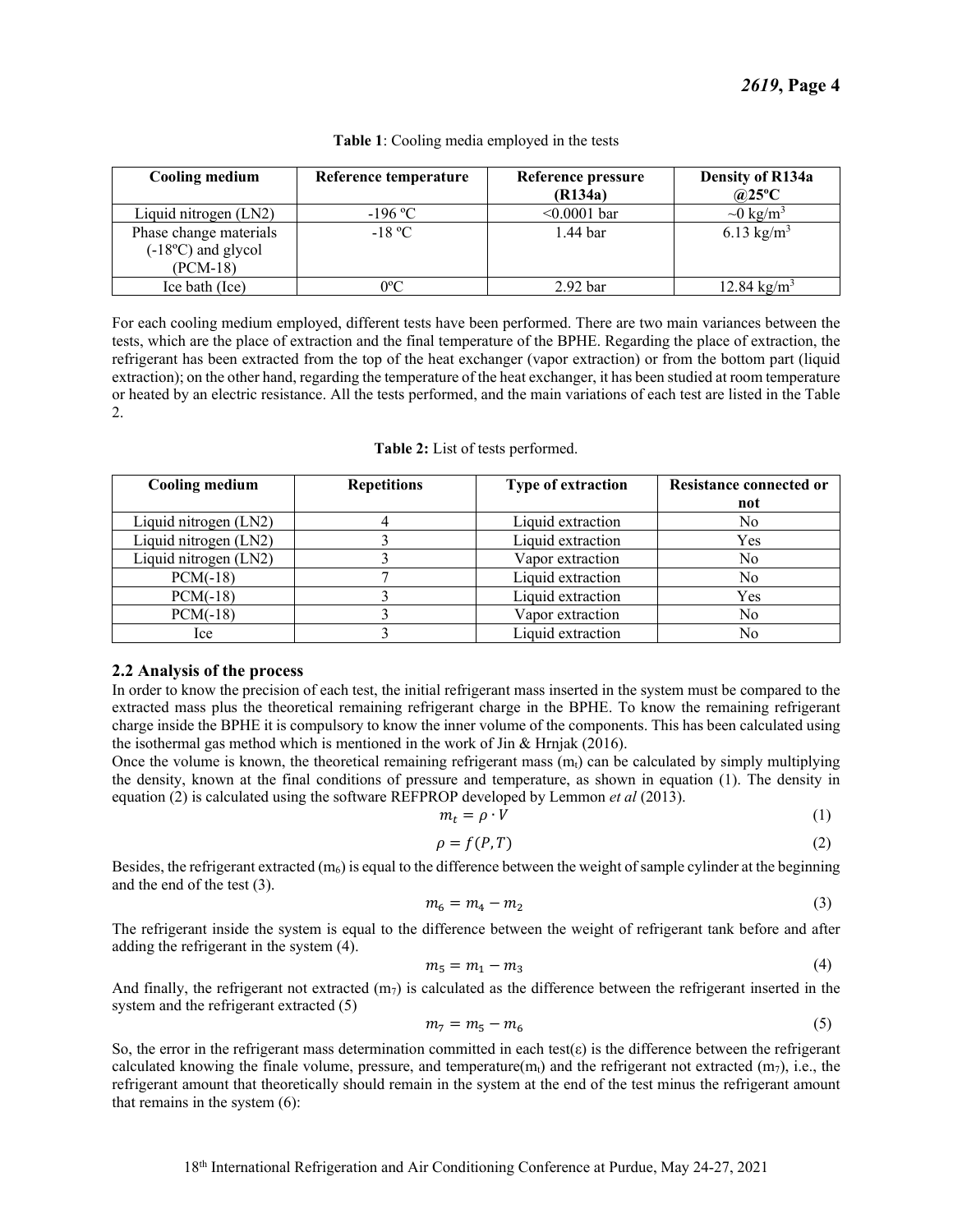**Table 1**: Cooling media employed in the tests

| Cooling medium | Reference temperature | Reference pressure (R134a) | Density of R134a @25ºC |
|---|---|---|---|
| Liquid nitrogen (LN2) | -196 ºC | <0.0001 bar | ~0 kg/m$^3$ |
| Phase change materials (-18ºC) and glycol (PCM-18) | -18 ºC | 1.44 bar | 6.13 kg/m$^3$ |
| Ice bath (Ice) | 0ºC | 2.92 bar | 12.84 kg/m$^3$ |

For each cooling medium employed, different tests have been performed. There are two main variances between the tests, which are the place of extraction and the final temperature of the BPHE. Regarding the place of extraction, the refrigerant has been extracted from the top of the heat exchanger (vapor extraction) or from the bottom part (liquid extraction); on the other hand, regarding the temperature of the heat exchanger, it has been studied at room temperature or heated by an electric resistance. All the tests performed, and the main variations of each test are listed in the Table 2.

**Table 2:** List of tests performed.

| Cooling medium | Repetitions | Type of extraction | Resistance connected or not |
|---|---|---|---|
| Liquid nitrogen (LN2) | 4 | Liquid extraction | No |
| Liquid nitrogen (LN2) | 3 | Liquid extraction | Yes |
| Liquid nitrogen (LN2) | 3 | Vapor extraction | No |
| PCM(-18) | 7 | Liquid extraction | No |
| PCM(-18) | 3 | Liquid extraction | Yes |
| PCM(-18) | 3 | Vapor extraction | No |
| Ice | 3 | Liquid extraction | No |

## 2.2 Analysis of the process

In order to know the precision of each test, the initial refrigerant mass inserted in the system must be compared to the extracted mass plus the theoretical remaining refrigerant charge in the BPHE. To know the remaining refrigerant charge inside the BPHE it is compulsory to know the inner volume of the components. This has been calculated using the isothermal gas method which is mentioned in the work of Jin & Hrnjak (2016).

Once the volume is known, the theoretical remaining refrigerant mass ($m_t$) can be calculated by simply multiplying the density, known at the final conditions of pressure and temperature, as shown in equation (1). The density in equation (2) is calculated using the software REFPROP developed by Lemmon *et al* (2013).

$$m_t = \rho \cdot V \tag{1}$$

$$\rho = f(P, T) \tag{2}$$

Besides, the refrigerant extracted ($m_6$) is equal to the difference between the weight of sample cylinder at the beginning and the end of the test (3).

$$m_6 = m_4 - m_2 \tag{3}$$

The refrigerant inside the system is equal to the difference between the weight of refrigerant tank before and after adding the refrigerant in the system (4).

$$m_5 = m_1 - m_3 \tag{4}$$

And finally, the refrigerant not extracted ($m_7$) is calculated as the difference between the refrigerant inserted in the system and the refrigerant extracted (5)

$$m_7 = m_5 - m_6 \tag{5}$$

So, the error in the refrigerant mass determination committed in each test($\varepsilon$) is the difference between the refrigerant calculated knowing the finale volume, pressure, and temperature($m_t$) and the refrigerant not extracted ($m_7$), i.e., the refrigerant amount that theoretically should remain in the system at the end of the test minus the refrigerant amount that remains in the system (6):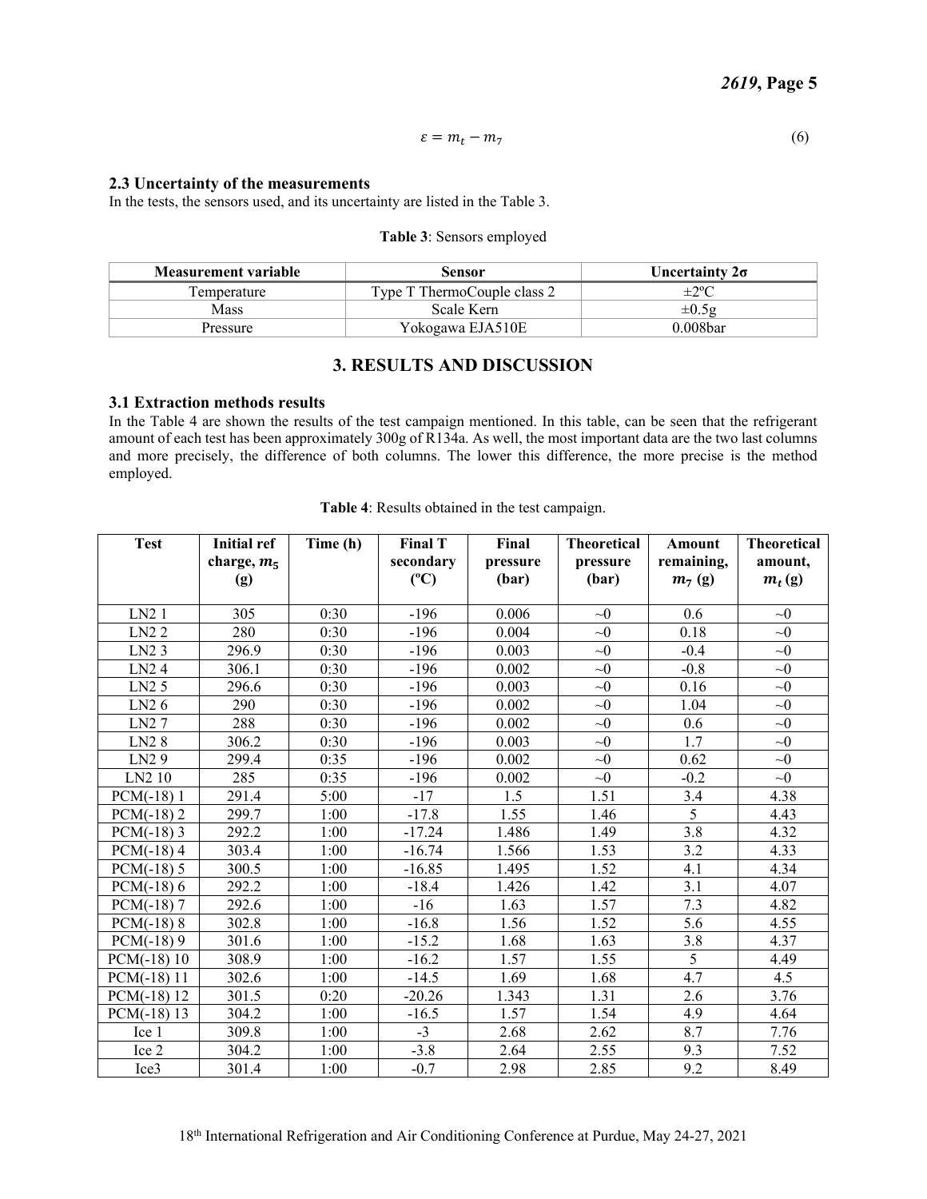$$\varepsilon = m_t - m_7 \tag{6}$$

### 2.3 Uncertainty of the measurements

In the tests, the sensors used, and its uncertainty are listed in the Table 3.

**Table 3**: Sensors employed

| Measurement variable | Sensor | Uncertainty 2σ |
|---|---|---|
| Temperature | Type T ThermoCouple class 2 | ±2ºC |
| Mass | Scale Kern | ±0.5g |
| Pressure | Yokogawa EJA510E | 0.008bar |

## 3. RESULTS AND DISCUSSION

### 3.1 Extraction methods results

In the Table 4 are shown the results of the test campaign mentioned. In this table, can be seen that the refrigerant amount of each test has been approximately 300g of R134a. As well, the most important data are the two last columns and more precisely, the difference of both columns. The lower this difference, the more precise is the method employed.

**Table 4**: Results obtained in the test campaign.

| Test | Initial ref charge, $m_5$ (g) | Time (h) | Final T secondary (ºC) | Final pressure (bar) | Theoretical pressure (bar) | Amount remaining, $m_7$ (g) | Theoretical amount, $m_t$ (g) |
|---|---|---|---|---|---|---|---|
| LN2 1 | 305 | 0:30 | -196 | 0.006 | ~0 | 0.6 | ~0 |
| LN2 2 | 280 | 0:30 | -196 | 0.004 | ~0 | 0.18 | ~0 |
| LN2 3 | 296.9 | 0:30 | -196 | 0.003 | ~0 | -0.4 | ~0 |
| LN2 4 | 306.1 | 0:30 | -196 | 0.002 | ~0 | -0.8 | ~0 |
| LN2 5 | 296.6 | 0:30 | -196 | 0.003 | ~0 | 0.16 | ~0 |
| LN2 6 | 290 | 0:30 | -196 | 0.002 | ~0 | 1.04 | ~0 |
| LN2 7 | 288 | 0:30 | -196 | 0.002 | ~0 | 0.6 | ~0 |
| LN2 8 | 306.2 | 0:30 | -196 | 0.003 | ~0 | 1.7 | ~0 |
| LN2 9 | 299.4 | 0:35 | -196 | 0.002 | ~0 | 0.62 | ~0 |
| LN2 10 | 285 | 0:35 | -196 | 0.002 | ~0 | -0.2 | ~0 |
| PCM(-18) 1 | 291.4 | 5:00 | -17 | 1.5 | 1.51 | 3.4 | 4.38 |
| PCM(-18) 2 | 299.7 | 1:00 | -17.8 | 1.55 | 1.46 | 5 | 4.43 |
| PCM(-18) 3 | 292.2 | 1:00 | -17.24 | 1.486 | 1.49 | 3.8 | 4.32 |
| PCM(-18) 4 | 303.4 | 1:00 | -16.74 | 1.566 | 1.53 | 3.2 | 4.33 |
| PCM(-18) 5 | 300.5 | 1:00 | -16.85 | 1.495 | 1.52 | 4.1 | 4.34 |
| PCM(-18) 6 | 292.2 | 1:00 | -18.4 | 1.426 | 1.42 | 3.1 | 4.07 |
| PCM(-18) 7 | 292.6 | 1:00 | -16 | 1.63 | 1.57 | 7.3 | 4.82 |
| PCM(-18) 8 | 302.8 | 1:00 | -16.8 | 1.56 | 1.52 | 5.6 | 4.55 |
| PCM(-18) 9 | 301.6 | 1:00 | -15.2 | 1.68 | 1.63 | 3.8 | 4.37 |
| PCM(-18) 10 | 308.9 | 1:00 | -16.2 | 1.57 | 1.55 | 5 | 4.49 |
| PCM(-18) 11 | 302.6 | 1:00 | -14.5 | 1.69 | 1.68 | 4.7 | 4.5 |
| PCM(-18) 12 | 301.5 | 0:20 | -20.26 | 1.343 | 1.31 | 2.6 | 3.76 |
| PCM(-18) 13 | 304.2 | 1:00 | -16.5 | 1.57 | 1.54 | 4.9 | 4.64 |
| Ice 1 | 309.8 | 1:00 | -3 | 2.68 | 2.62 | 8.7 | 7.76 |
| Ice 2 | 304.2 | 1:00 | -3.8 | 2.64 | 2.55 | 9.3 | 7.52 |
| Ice3 | 301.4 | 1:00 | -0.7 | 2.98 | 2.85 | 9.2 | 8.49 |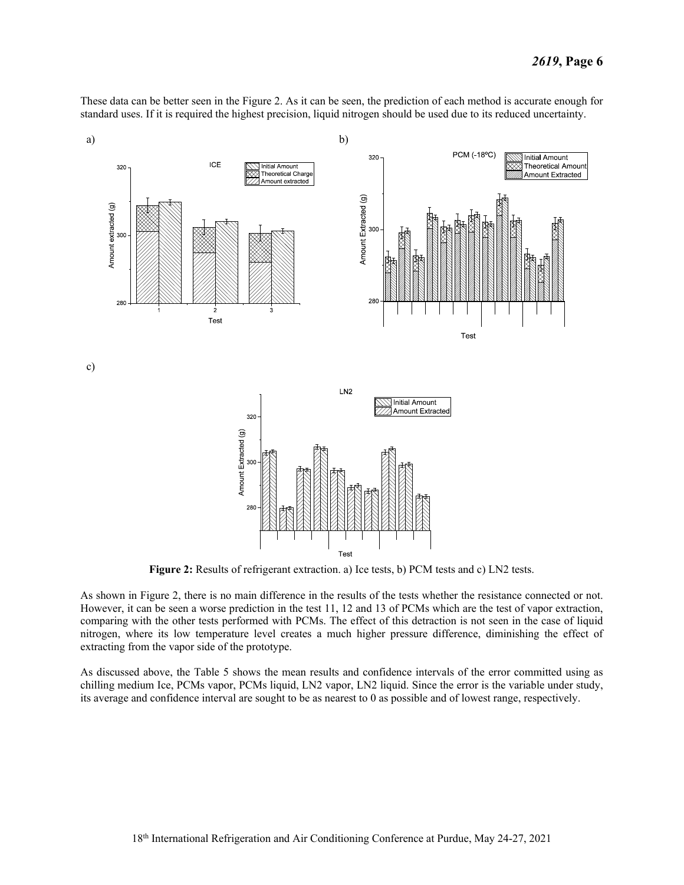These data can be better seen in the Figure 2. As it can be seen, the prediction of each method is accurate enough for standard uses. If it is required the highest precision, liquid nitrogen should be used due to its reduced uncertainty.

**Figure 2:** Results of refrigerant extraction. a) Ice tests, b) PCM tests and c) LN2 tests.

As shown in Figure 2, there is no main difference in the results of the tests whether the resistance connected or not. However, it can be seen a worse prediction in the test 11, 12 and 13 of PCMs which are the test of vapor extraction, comparing with the other tests performed with PCMs. The effect of this detraction is not seen in the case of liquid nitrogen, where its low temperature level creates a much higher pressure difference, diminishing the effect of extracting from the vapor side of the prototype.

As discussed above, the Table 5 shows the mean results and confidence intervals of the error committed using as chilling medium Ice, PCMs vapor, PCMs liquid, LN2 vapor, LN2 liquid. Since the error is the variable under study, its average and confidence interval are sought to be as nearest to 0 as possible and of lowest range, respectively.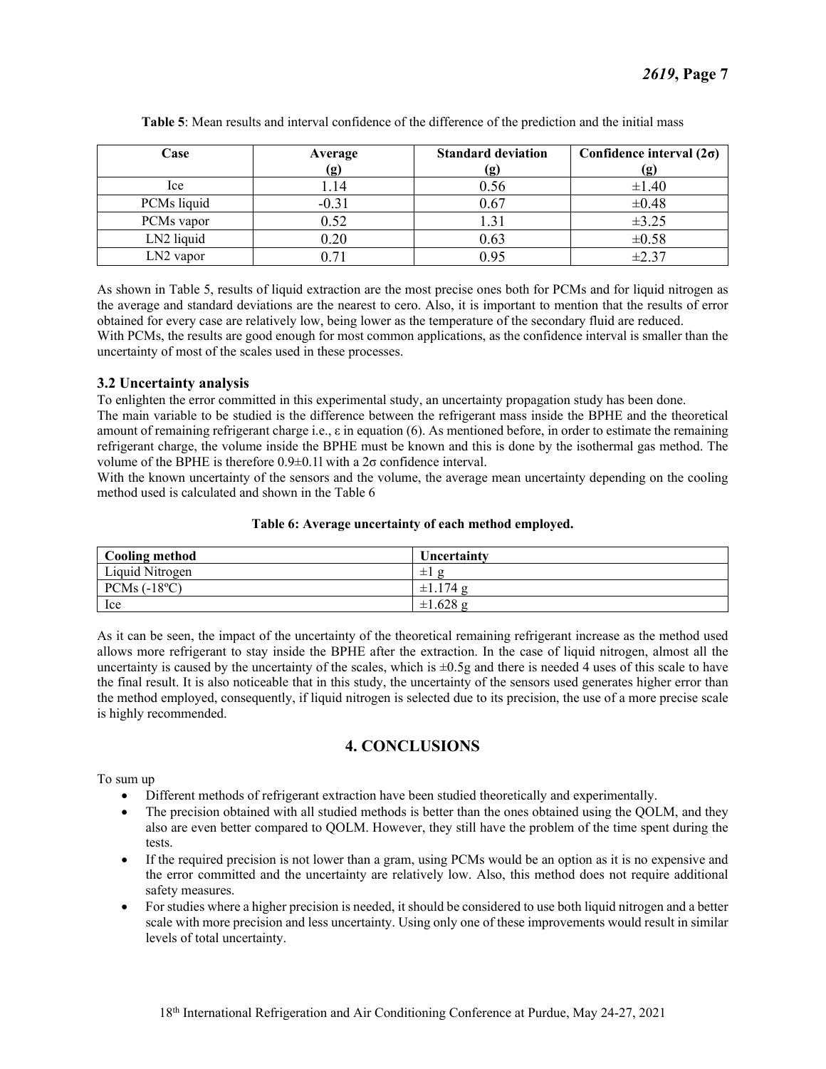**Table 5**: Mean results and interval confidence of the difference of the prediction and the initial mass

| Case | Average (g) | Standard deviation (g) | Confidence interval (2σ) (g) |
|---|---|---|---|
| Ice | 1.14 | 0.56 | ±1.40 |
| PCMs liquid | -0.31 | 0.67 | ±0.48 |
| PCMs vapor | 0.52 | 1.31 | ±3.25 |
| LN2 liquid | 0.20 | 0.63 | ±0.58 |
| LN2 vapor | 0.71 | 0.95 | ±2.37 |

As shown in Table 5, results of liquid extraction are the most precise ones both for PCMs and for liquid nitrogen as the average and standard deviations are the nearest to cero. Also, it is important to mention that the results of error obtained for every case are relatively low, being lower as the temperature of the secondary fluid are reduced.
With PCMs, the results are good enough for most common applications, as the confidence interval is smaller than the uncertainty of most of the scales used in these processes.

### 3.2 Uncertainty analysis

To enlighten the error committed in this experimental study, an uncertainty propagation study has been done.
The main variable to be studied is the difference between the refrigerant mass inside the BPHE and the theoretical amount of remaining refrigerant charge i.e., $\varepsilon$ in equation (6). As mentioned before, in order to estimate the remaining refrigerant charge, the volume inside the BPHE must be known and this is done by the isothermal gas method. The volume of the BPHE is therefore 0.9±0.1l with a 2σ confidence interval.
With the known uncertainty of the sensors and the volume, the average mean uncertainty depending on the cooling method used is calculated and shown in the Table 6

**Table 6: Average uncertainty of each method employed.**

| Cooling method | Uncertainty |
|---|---|
| Liquid Nitrogen | ±1 g |
| PCMs (-18ºC) | ±1.174 g |
| Ice | ±1.628 g |

As it can be seen, the impact of the uncertainty of the theoretical remaining refrigerant increase as the method used allows more refrigerant to stay inside the BPHE after the extraction. In the case of liquid nitrogen, almost all the uncertainty is caused by the uncertainty of the scales, which is ±0.5g and there is needed 4 uses of this scale to have the final result. It is also noticeable that in this study, the uncertainty of the sensors used generates higher error than the method employed, consequently, if liquid nitrogen is selected due to its precision, the use of a more precise scale is highly recommended.

## 4. CONCLUSIONS

To sum up

- Different methods of refrigerant extraction have been studied theoretically and experimentally.
- The precision obtained with all studied methods is better than the ones obtained using the QOLM, and they also are even better compared to QOLM. However, they still have the problem of the time spent during the tests.
- If the required precision is not lower than a gram, using PCMs would be an option as it is no expensive and the error committed and the uncertainty are relatively low. Also, this method does not require additional safety measures.
- For studies where a higher precision is needed, it should be considered to use both liquid nitrogen and a better scale with more precision and less uncertainty. Using only one of these improvements would result in similar levels of total uncertainty.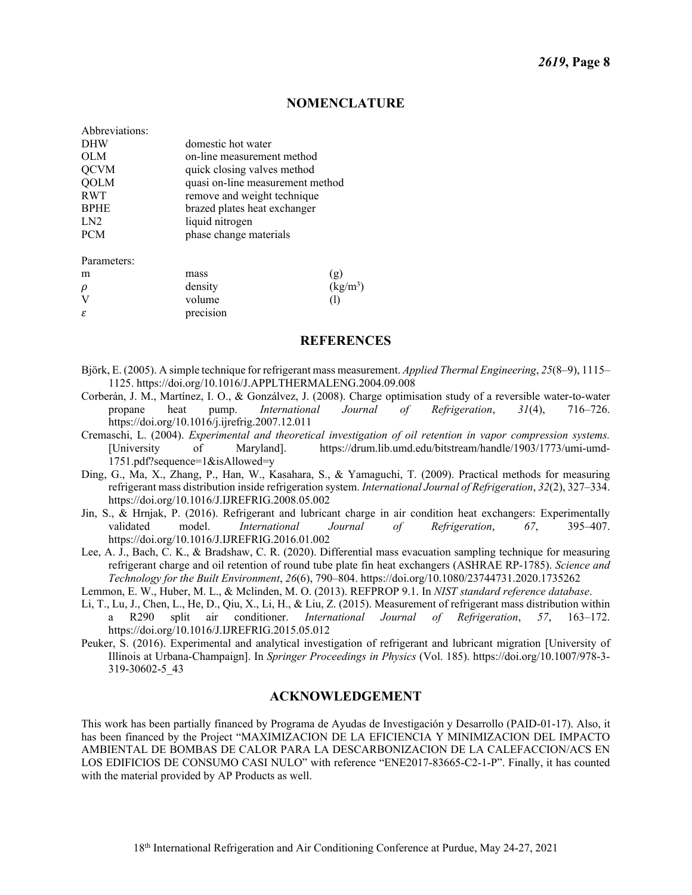## NOMENCLATURE

Abbreviations:

| | |
|---|---|
| DHW | domestic hot water |
| OLM | on-line measurement method |
| QCVM | quick closing valves method |
| QOLM | quasi on-line measurement method |
| RWT | remove and weight technique |
| BPHE | brazed plates heat exchanger |
| LN2 | liquid nitrogen |
| PCM | phase change materials |

Parameters:

| | | |
|---|---|---|
| m | mass | (g) |
| $\rho$ | density | (kg/m$^3$) |
| V | volume | (l) |
| $\varepsilon$ | precision | |

## REFERENCES

Björk, E. (2005). A simple technique for refrigerant mass measurement. *Applied Thermal Engineering*, *25*(8–9), 1115–1125. https://doi.org/10.1016/J.APPLTHERMALENG.2004.09.008

Corberán, J. M., Martínez, I. O., & Gonzálvez, J. (2008). Charge optimisation study of a reversible water-to-water propane heat pump. *International Journal of Refrigeration*, *31*(4), 716–726. https://doi.org/10.1016/j.ijrefrig.2007.12.011

Cremaschi, L. (2004). *Experimental and theoretical investigation of oil retention in vapor compression systems.* [University of Maryland]. https://drum.lib.umd.edu/bitstream/handle/1903/1773/umi-umd-1751.pdf?sequence=1&isAllowed=y

Ding, G., Ma, X., Zhang, P., Han, W., Kasahara, S., & Yamaguchi, T. (2009). Practical methods for measuring refrigerant mass distribution inside refrigeration system. *International Journal of Refrigeration*, *32*(2), 327–334. https://doi.org/10.1016/J.IJREFRIG.2008.05.002

Jin, S., & Hrnjak, P. (2016). Refrigerant and lubricant charge in air condition heat exchangers: Experimentally validated model. *International Journal of Refrigeration*, *67*, 395–407. https://doi.org/10.1016/J.IJREFRIG.2016.01.002

Lee, A. J., Bach, C. K., & Bradshaw, C. R. (2020). Differential mass evacuation sampling technique for measuring refrigerant charge and oil retention of round tube plate fin heat exchangers (ASHRAE RP-1785). *Science and Technology for the Built Environment*, *26*(6), 790–804. https://doi.org/10.1080/23744731.2020.1735262

Lemmon, E. W., Huber, M. L., & Mclinden, M. O. (2013). REFPROP 9.1. In *NIST standard reference database*.

Li, T., Lu, J., Chen, L., He, D., Qiu, X., Li, H., & Liu, Z. (2015). Measurement of refrigerant mass distribution within a R290 split air conditioner. *International Journal of Refrigeration*, *57*, 163–172. https://doi.org/10.1016/J.IJREFRIG.2015.05.012

Peuker, S. (2016). Experimental and analytical investigation of refrigerant and lubricant migration [University of Illinois at Urbana-Champaign]. In *Springer Proceedings in Physics* (Vol. 185). https://doi.org/10.1007/978-3-319-30602-5_43

## ACKNOWLEDGEMENT

This work has been partially financed by Programa de Ayudas de Investigación y Desarrollo (PAID-01-17). Also, it has been financed by the Project "MAXIMIZACION DE LA EFICIENCIA Y MINIMIZACION DEL IMPACTO AMBIENTAL DE BOMBAS DE CALOR PARA LA DESCARBONIZACION DE LA CALEFACCION/ACS EN LOS EDIFICIOS DE CONSUMO CASI NULO" with reference "ENE2017-83665-C2-1-P". Finally, it has counted with the material provided by AP Products as well.